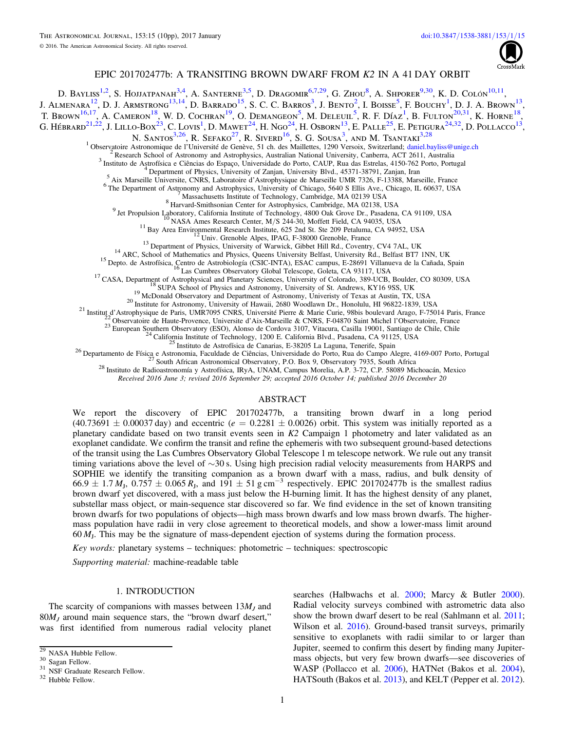# EPIC 201702477b: A TRANSITING BROWN DWARF FROM *K2* IN A 41 DAY ORBIT

D. Bayliss[1,2], S. Hojjatpanah[3,4], A. Santerne[3,5], D. Dragomir[6,7,29], G. Zhou[8], A. Shporer[9,30], K. D. Colón[10,11], J. Almenara[12], D. J. Armstrong[13,14], D. Barrado[15], S. C. C. Barros[3], J. Bento[2], I. Boisse[5], F. Bouchy[1], D. J. A. Brown[13], T. Brown[16,17], A. Cameron[18], W. D. Cochran[19], O. Demangeon[5], M. Deleuil[5], R. F. Díaz[1], B. Fulton[20,31], K. Horne[18], G. Hébrard[21,22], J. Lillo-Box[23], C. Lovis[1], D. Mawet[24], H. Ngo[24], H. Osborn[13], E. Palle[25], E. Petigura[24,32], D. Pollacco[13], N. Santos[3,26], R. Sefako[27], R. Siverd[16], S. G. Sousa[3], and M. Tsantaki[3,28]

[1] Observatoire Astronomique de l'Université de Genève, 51 ch. des Maillettes, 1290 Versoix, Switzerland; daniel.bayliss@unige.ch
[2] Research School of Astronomy and Astrophysics, Australian National University, Canberra, ACT 2611, Australia
[3] Instituto de Astrofísica e Ciências do Espaço, Universidade do Porto, CAUP, Rua das Estrelas, 4150-762 Porto, Portugal
[4] Department of Physics, University of Zanjan, University Blvd., 45371-38791, Zanjan, Iran
[5] Aix Marseille Universite, CNRS, Laboratoire d'Astrophysique de Marseille UMR 7326, F-13388, Marseille, France
[6] The Department of Astronomy and Astrophysics, University of Chicago, 5640 S Ellis Ave., Chicago, IL 60637, USA
[7] Massachusetts Institute of Technology, Cambridge, MA 02139 USA
[8] Harvard-Smithsonian Center for Astrophysics, Cambridge, MA 02138, USA
[9] Jet Propulsion Laboratory, California Institute of Technology, 4800 Oak Grove Dr., Pasadena, CA 91109, USA
[10] NASA Ames Research Center, M/S 244-30, Moffett Field, CA 94035, USA
[11] Bay Area Environmental Research Institute, 625 2nd St. Ste 209 Petaluma, CA 94952, USA
[12] Univ. Grenoble Alpes, IPAG, F-38000 Grenoble, France
[13] Department of Physics, University of Warwick, Gibbet Hill Rd., Coventry, CV4 7AL, UK
[14] ARC, School of Mathematics and Physics, Queens University Belfast, University Rd., Belfast BT7 1NN, UK
[15] Depto. de Astrofísica, Centro de Astrobiología (CSIC-INTA), ESAC campus, E-28691 Villanueva de la Cañada, Spain
[16] Las Cumbres Observatory Global Telescope, Goleta, CA 93117, USA
[17] CASA, Department of Astrophysical and Planetary Sciences, University of Colorado, 389-UCB, Boulder, CO 80309, USA
[18] SUPA School of Physics and Astronomy, University of St. Andrews, KY16 9SS, UK
[19] McDonald Observatory and Department of Astronomy, Univeristy of Texas at Austin, TX, USA
[20] Institute for Astronomy, University of Hawaii, 2680 Woodlawn Dr., Honolulu, HI 96822-1839, USA
[21] Institut d'Astrophysique de Paris, UMR7095 CNRS, Université Pierre & Marie Curie, 98bis boulevard Arago, F-75014 Paris, France
[22] Observatoire de Haute-Provence, Universite d'Aix-Marseille & CNRS, F-04870 Saint Michel l'Observatoire, France
[23] European Southern Observatory (ESO), Alonso de Cordova 3107, Vitacura, Casilla 19001, Santiago de Chile, Chile
[24] California Institute of Technology, 1200 E. California Blvd., Pasadena, CA 91125, USA
[25] Instituto de Astrofísica de Canarias, E-38205 La Laguna, Tenerife, Spain
[26] Departamento de Física e Astronomia, Faculdade de Ciências, Universidade do Porto, Rua do Campo Alegre, 4169-007 Porto, Portugal
[27] South African Astronomical Observatory, P.O. Box 9, Observatory 7935, South Africa
[28] Instituto de Radioastronomía y Astrofísica, IRyA, UNAM, Campus Morelia, A.P. 3-72, C.P. 58089 Michoacán, Mexico

*Received 2016 June 3; revised 2016 September 29; accepted 2016 October 14; published 2016 December 20*

## ABSTRACT

We report the discovery of EPIC 201702477b, a transiting brown dwarf in a long period (40.73691 ± 0.00037 day) and eccentric ($e = 0.2281 \pm 0.0026$) orbit. This system was initially reported as a planetary candidate based on two transit events seen in *K2* Campaign 1 photometry and later validated as an exoplanet candidate. We confirm the transit and refine the ephemeris with two subsequent ground-based detections of the transit using the Las Cumbres Observatory Global Telescope 1 m telescope network. We rule out any transit timing variations above the level of ~30 s. Using high precision radial velocity measurements from HARPS and SOPHIE we identify the transiting companion as a brown dwarf with a mass, radius, and bulk density of $66.9 \pm 1.7\,M_J$, $0.757 \pm 0.065\,R_J$, and $191 \pm 51$ g cm$^{-3}$ respectively. EPIC 201702477b is the smallest radius brown dwarf yet discovered, with a mass just below the H-burning limit. It has the highest density of any planet, substellar mass object, or main-sequence star discovered so far. We find evidence in the set of known transiting brown dwarfs for two populations of objects—high mass brown dwarfs and low mass brown dwarfs. The higher-mass population have radii in very close agreement to theoretical models, and show a lower-mass limit around $60\,M_J$. This may be the signature of mass-dependent ejection of systems during the formation process.

*Key words:* planetary systems – techniques: photometric – techniques: spectroscopic

*Supporting material:* machine-readable table

## 1. INTRODUCTION

The scarcity of companions with masses between $13M_J$ and $80M_J$ around main sequence stars, the "brown dwarf desert," was first identified from numerous radial velocity planet searches (Halbwachs et al. 2000; Marcy & Butler 2000). Radial velocity surveys combined with astrometric data also show the brown dwarf desert to be real (Sahlmann et al. 2011; Wilson et al. 2016). Ground-based transit surveys, primarily sensitive to exoplanets with radii similar to or larger than Jupiter, seemed to confirm this desert by finding many Jupiter-mass objects, but very few brown dwarfs—see discoveries of WASP (Pollacco et al. 2006), HATNet (Bakos et al. 2004), HATSouth (Bakos et al. 2013), and KELT (Pepper et al. 2012).

[29] NASA Hubble Fellow.
[30] Sagan Fellow.
[31] NSF Graduate Research Fellow.
[32] Hubble Fellow.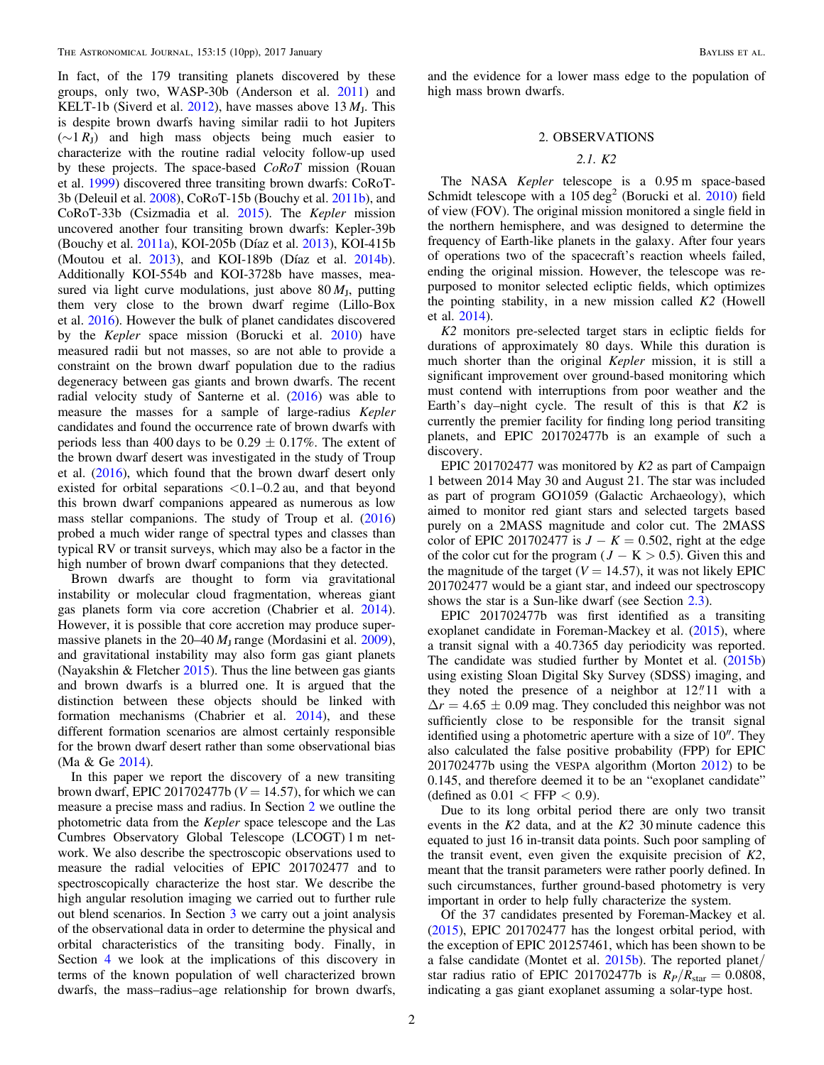In fact, of the 179 transiting planets discovered by these groups, only two, WASP-30b (Anderson et al. 2011) and KELT-1b (Siverd et al. 2012), have masses above 13 $M_J$. This is despite brown dwarfs having similar radii to hot Jupiters ($\sim 1\,R_J$) and high mass objects being much easier to characterize with the routine radial velocity follow-up used by these projects. The space-based *CoRoT* mission (Rouan et al. 1999) discovered three transiting brown dwarfs: CoRoT-3b (Deleuil et al. 2008), CoRoT-15b (Bouchy et al. 2011b), and CoRoT-33b (Csizmadia et al. 2015). The *Kepler* mission uncovered another four transiting brown dwarfs: Kepler-39b (Bouchy et al. 2011a), KOI-205b (Díaz et al. 2013), KOI-415b (Moutou et al. 2013), and KOI-189b (Díaz et al. 2014b). Additionally KOI-554b and KOI-3728b have masses, measured via light curve modulations, just above 80 $M_J$, putting them very close to the brown dwarf regime (Lillo-Box et al. 2016). However the bulk of planet candidates discovered by the *Kepler* space mission (Borucki et al. 2010) have measured radii but not masses, so are not able to provide a constraint on the brown dwarf population due to the radius degeneracy between gas giants and brown dwarfs. The recent radial velocity study of Santerne et al. (2016) was able to measure the masses for a sample of large-radius *Kepler* candidates and found the occurrence rate of brown dwarfs with periods less than 400 days to be $0.29 \pm 0.17\%$. The extent of the brown dwarf desert was investigated in the study of Troup et al. (2016), which found that the brown dwarf desert only existed for orbital separations <0.1–0.2 au, and that beyond this brown dwarf companions appeared as numerous as low mass stellar companions. The study of Troup et al. (2016) probed a much wider range of spectral types and classes than typical RV or transit surveys, which may also be a factor in the high number of brown dwarf companions that they detected.

Brown dwarfs are thought to form via gravitational instability or molecular cloud fragmentation, whereas giant gas planets form via core accretion (Chabrier et al. 2014). However, it is possible that core accretion may produce super-massive planets in the 20–40 $M_J$ range (Mordasini et al. 2009), and gravitational instability may also form gas giant planets (Nayakshin & Fletcher 2015). Thus the line between gas giants and brown dwarfs is a blurred one. It is argued that the distinction between these objects should be linked with formation mechanisms (Chabrier et al. 2014), and these different formation scenarios are almost certainly responsible for the brown dwarf desert rather than some observational bias (Ma & Ge 2014).

In this paper we report the discovery of a new transiting brown dwarf, EPIC 201702477b ($V = 14.57$), for which we can measure a precise mass and radius. In Section 2 we outline the photometric data from the *Kepler* space telescope and the Las Cumbres Observatory Global Telescope (LCOGT) 1 m network. We also describe the spectroscopic observations used to measure the radial velocities of EPIC 201702477 and to spectroscopically characterize the host star. We describe the high angular resolution imaging we carried out to further rule out blend scenarios. In Section 3 we carry out a joint analysis of the observational data in order to determine the physical and orbital characteristics of the transiting body. Finally, in Section 4 we look at the implications of this discovery in terms of the known population of well characterized brown dwarfs, the mass–radius–age relationship for brown dwarfs, and the evidence for a lower mass edge to the population of high mass brown dwarfs.

## 2. OBSERVATIONS

### 2.1. K2

The NASA *Kepler* telescope is a 0.95 m space-based Schmidt telescope with a 105 $\deg^2$ (Borucki et al. 2010) field of view (FOV). The original mission monitored a single field in the northern hemisphere, and was designed to determine the frequency of Earth-like planets in the galaxy. After four years of operations two of the spacecraft's reaction wheels failed, ending the original mission. However, the telescope was re-purposed to monitor selected ecliptic fields, which optimizes the pointing stability, in a new mission called *K2* (Howell et al. 2014).

*K2* monitors pre-selected target stars in ecliptic fields for durations of approximately 80 days. While this duration is much shorter than the original *Kepler* mission, it is still a significant improvement over ground-based monitoring which must contend with interruptions from poor weather and the Earth's day–night cycle. The result of this is that *K2* is currently the premier facility for finding long period transiting planets, and EPIC 201702477b is an example of such a discovery.

EPIC 201702477 was monitored by *K2* as part of Campaign 1 between 2014 May 30 and August 21. The star was included as part of program GO1059 (Galactic Archaeology), which aimed to monitor red giant stars and selected targets based purely on a 2MASS magnitude and color cut. The 2MASS color of EPIC 201702477 is $J - K = 0.502$, right at the edge of the color cut for the program ($J - K > 0.5$). Given this and the magnitude of the target ($V = 14.57$), it was not likely EPIC 201702477 would be a giant star, and indeed our spectroscopy shows the star is a Sun-like dwarf (see Section 2.3).

EPIC 201702477b was first identified as a transiting exoplanet candidate in Foreman-Mackey et al. (2015), where a transit signal with a 40.7365 day periodicity was reported. The candidate was studied further by Montet et al. (2015b) using existing Sloan Digital Sky Survey (SDSS) imaging, and they noted the presence of a neighbor at 12$''$.11 with a $\Delta r = 4.65 \pm 0.09$ mag. They concluded this neighbor was not sufficiently close to be responsible for the transit signal identified using a photometric aperture with a size of 10$''$. They also calculated the false positive probability (FPP) for EPIC 201702477b using the VESPA algorithm (Morton 2012) to be 0.145, and therefore deemed it to be an "exoplanet candidate" (defined as $0.01 < \mathrm{FPP} < 0.9$).

Due to its long orbital period there are only two transit events in the *K2* data, and at the *K2* 30 minute cadence this equated to just 16 in-transit data points. Such poor sampling of the transit event, even given the exquisite precision of *K2*, meant that the transit parameters were rather poorly defined. In such circumstances, further ground-based photometry is very important in order to help fully characterize the system.

Of the 37 candidates presented by Foreman-Mackey et al. (2015), EPIC 201702477 has the longest orbital period, with the exception of EPIC 201257461, which has been shown to be a false candidate (Montet et al. 2015b). The reported planet/star radius ratio of EPIC 201702477b is $R_P/R_{\rm star} = 0.0808$, indicating a gas giant exoplanet assuming a solar-type host.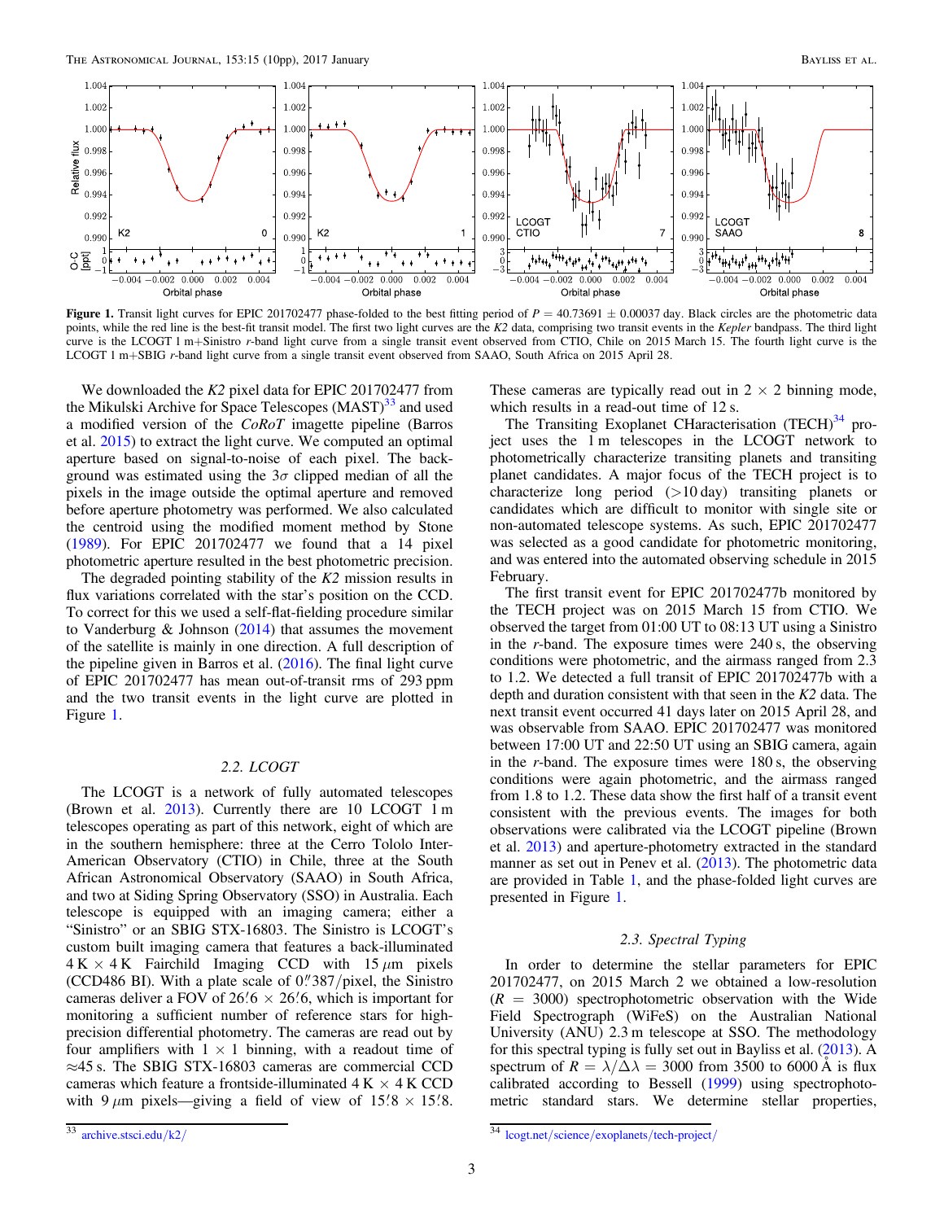**Figure 1.** Transit light curves for EPIC 201702477 phase-folded to the best fitting period of $P = 40.73691 \pm 0.00037$ day. Black circles are the photometric data points, while the red line is the best-fit transit model. The first two transit light curves are the *K2* data, comprising two transit events in the *Kepler* bandpass. The third light curve is the LCOGT 1 m+Sinistro *r*-band light curve from a single transit event observed from CTIO, Chile on 2015 March 15. The fourth light curve is the LCOGT 1 m+SBIG *r*-band light curve from a single transit event observed from SAAO, South Africa on 2015 April 28.

We downloaded the *K2* pixel data for EPIC 201702477 from the Mikulski Archive for Space Telescopes (MAST)[33] and used a modified version of the *CoRoT* imagette pipeline (Barros et al. 2015) to extract the light curve. We computed an optimal aperture based on signal-to-noise of each pixel. The background was estimated using the $3\sigma$ clipped median of all the pixels in the image outside the optimal aperture and removed before aperture photometry was performed. We also calculated the centroid using the modified moment method by Stone (1989). For EPIC 201702477 we found that a 14 pixel photometric aperture resulted in the best photometric precision.

The degraded pointing stability of the *K2* mission results in flux variations correlated with the star's position on the CCD. To correct for this we used a self-flat-fielding procedure similar to Vanderburg & Johnson (2014) that assumes the movement of the satellite is mainly in one direction. A full description of the pipeline given in Barros et al. (2016). The final light curve of EPIC 201702477 has mean out-of-transit rms of 293 ppm and the two transit events in the light curve are plotted in Figure 1.

### 2.2. LCOGT

The LCOGT is a network of fully automated telescopes (Brown et al. 2013). Currently there are 10 LCOGT 1 m telescopes operating as part of this network, eight of which are in the southern hemisphere: three at the Cerro Tololo Inter-American Observatory (CTIO) in Chile, three at the South African Astronomical Observatory (SAAO) in South Africa, and two at Siding Spring Observatory (SSO) in Australia. Each telescope is equipped with an imaging camera; either a "Sinistro" or an SBIG STX-16803. The Sinistro is LCOGT's custom built imaging camera that features a back-illuminated 4 K $\times$ 4 K Fairchild Imaging CCD with 15 $\mu$m pixels (CCD486 BI). With a plate scale of $0\farcs387$/pixel, the Sinistro cameras deliver a FOV of $26\farcm6 \times 26\farcm6$, which is important for monitoring a sufficient number of reference stars for high-precision differential photometry. The cameras are read out by four amplifiers with 1 $\times$ 1 binning, with a readout time of $\approx$45 s. The SBIG STX-16803 cameras are commercial CCD cameras which feature a frontside-illuminated 4 K $\times$ 4 K CCD with 9 $\mu$m pixels—giving a field of view of $15\farcm8 \times 15\farcm8$. These cameras are typically read out in 2 $\times$ 2 binning mode, which results in a read-out time of 12 s.

The Transiting Exoplanet CHaracterisation (TECH)[34] project uses the 1 m telescopes in the LCOGT network to photometrically characterize transiting planets and transiting planet candidates. A major focus of the TECH project is to characterize long period (>10 day) transiting planets or candidates which are difficult to monitor with single site or non-automated telescope systems. As such, EPIC 201702477 was selected as a good candidate for photometric monitoring, and was entered into the automated observing schedule in 2015 February.

The first transit event for EPIC 201702477b monitored by the TECH project was on 2015 March 15 from CTIO. We observed the target from 01:00 UT to 08:13 UT using a Sinistro in the *r*-band. The exposure times were 240 s, the observing conditions were photometric, and the airmass ranged from 2.3 to 1.2. We detected a full transit of EPIC 201702477b with a depth and duration consistent with that seen in the *K2* data. The next transit event occurred 41 days later on 2015 April 28, and was observable from SAAO. EPIC 201702477 was monitored between 17:00 UT and 22:50 UT using an SBIG camera, again in the *r*-band. The exposure times were 180 s, the observing conditions were again photometric, and the airmass ranged from 1.8 to 1.2. These data show the first half of a transit event consistent with the previous events. The images for both observations were calibrated via the LCOGT pipeline (Brown et al. 2013) and aperture-photometry extracted in the standard manner as set out in Penev et al. (2013). The photometric data are provided in Table 1, and the phase-folded light curves are presented in Figure 1.

### 2.3. Spectral Typing

In order to determine the stellar parameters for EPIC 201702477, on 2015 March 2 we obtained a low-resolution ($R$ = 3000) spectrophotometric observation with the Wide Field Spectrograph (WiFeS) on the Australian National University (ANU) 2.3 m telescope at SSO. The methodology for this spectral typing is fully set out in Bayliss et al. (2013). A spectrum of $R = \lambda/\Delta\lambda = 3000$ from 3500 to 6000 Å is flux calibrated according to Bessell (1999) using spectrophotometric standard stars. We determine stellar properties,

[33] archive.stsci.edu/k2/

[34] lcogt.net/science/exoplanets/tech-project/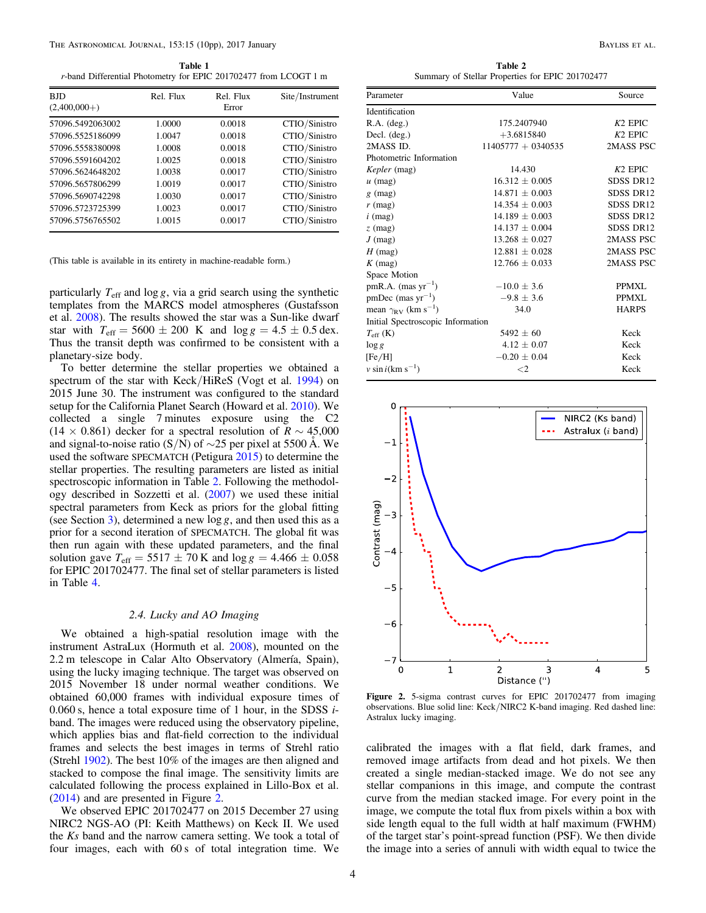**Table 1**
*r*-band Differential Photometry for EPIC 201702477 from LCOGT 1 m

| BJD (2,400,000+) | Rel. Flux | Rel. Flux Error | Site/Instrument |
|---|---|---|---|
| 57096.5492063002 | 1.0000 | 0.0018 | CTIO/Sinistro |
| 57096.5525186099 | 1.0047 | 0.0018 | CTIO/Sinistro |
| 57096.5558380098 | 1.0008 | 0.0018 | CTIO/Sinistro |
| 57096.5591604202 | 1.0025 | 0.0018 | CTIO/Sinistro |
| 57096.5624648202 | 1.0038 | 0.0017 | CTIO/Sinistro |
| 57096.5657806299 | 1.0019 | 0.0017 | CTIO/Sinistro |
| 57096.5690742298 | 1.0030 | 0.0017 | CTIO/Sinistro |
| 57096.5723725399 | 1.0023 | 0.0017 | CTIO/Sinistro |
| 57096.5756765502 | 1.0015 | 0.0017 | CTIO/Sinistro |

(This table is available in its entirety in machine-readable form.)

particularly $T_{\rm eff}$ and $\log g$, via a grid search using the synthetic templates from the MARCS model atmospheres (Gustafsson et al. 2008). The results showed the star was a Sun-like dwarf star with $T_{\rm eff} = 5600 \pm 200$ K and $\log g = 4.5 \pm 0.5$ dex. Thus the transit depth was confirmed to be consistent with a planetary-size body.

To better determine the stellar properties we obtained a spectrum of the star with Keck/HiReS (Vogt et al. 1994) on 2015 June 30. The instrument was configured to the standard setup for the California Planet Search (Howard et al. 2010). We collected a single 7 minutes exposure using the C2 ($14 \times 0.861$) decker for a spectral resolution of $R \sim 45{,}000$ and signal-to-noise ratio (S/N) of $\sim$25 per pixel at 5500 Å. We used the software SPECMATCH (Petigura 2015) to determine the stellar properties. The resulting parameters are listed as initial spectroscopic information in Table 2. Following the methodology described in Sozzetti et al. (2007) we used these initial spectral parameters from Keck as priors for the global fitting (see Section 3), determined a new $\log g$, and then used this as a prior for a second iteration of SPECMATCH. The global fit was then run again with these updated parameters, and the final solution gave $T_{\rm eff} = 5517 \pm 70$ K and $\log g = 4.466 \pm 0.058$ for EPIC 201702477. The final set of stellar parameters is listed in Table 4.

### 2.4. Lucky and AO Imaging

We obtained a high-spatial resolution image with the instrument AstraLux (Hormuth et al. 2008), mounted on the 2.2 m telescope in Calar Alto Observatory (Almería, Spain), using the lucky imaging technique. The target was observed on 2015 November 18 under normal weather conditions. We obtained 60,000 frames with individual exposure times of 0.060 s, hence a total exposure time of 1 hour, in the SDSS *i*-band. The images were reduced using the observatory pipeline, which applies bias and flat-field correction to the individual frames and selects the best images in terms of Strehl ratio (Strehl 1902). The best 10% of the images are then aligned and stacked to compose the final image. The sensitivity limits are calculated following the process explained in Lillo-Box et al. (2014) and are presented in Figure 2.

We observed EPIC 201702477 on 2015 December 27 using NIRC2 NGS-AO (PI: Keith Matthews) on Keck II. We used the *Ks* band and the narrow camera setting. We took a total of four images, each with 60 s of total integration time. We calibrated the images with a flat field, dark frames, and removed image artifacts from dead and hot pixels. We then created a single median-stacked image. We do not see any stellar companions in this image, and compute the contrast curve from the median stacked image. For every point in the image, we compute the total flux from pixels within a box with side length equal to the full width at half maximum (FWHM) of the target star's point-spread function (PSF). We then divide the image into a series of annuli with width equal to twice the

**Table 2**
Summary of Stellar Properties for EPIC 201702477

| Parameter | Value | Source |
|---|---|---|
| Identification | | |
| R.A. (deg.) | 175.2407940 | *K2* EPIC |
| Decl. (deg.) | +3.6815840 | *K2* EPIC |
| 2MASS ID. | 11405777 + 0340535 | 2MASS PSC |
| Photometric Information | | |
| *Kepler* (mag) | 14.430 | *K2* EPIC |
| *u* (mag) | $16.312 \pm 0.005$ | SDSS DR12 |
| *g* (mag) | $14.871 \pm 0.003$ | SDSS DR12 |
| *r* (mag) | $14.354 \pm 0.003$ | SDSS DR12 |
| *i* (mag) | $14.189 \pm 0.003$ | SDSS DR12 |
| *z* (mag) | $14.137 \pm 0.004$ | SDSS DR12 |
| *J* (mag) | $13.268 \pm 0.027$ | 2MASS PSC |
| *H* (mag) | $12.881 \pm 0.028$ | 2MASS PSC |
| *K* (mag) | $12.766 \pm 0.033$ | 2MASS PSC |
| Space Motion | | |
| pmR.A. (mas yr$^{-1}$) | $-10.0 \pm 3.6$ | PPMXL |
| pmDec (mas yr$^{-1}$) | $-9.8 \pm 3.6$ | PPMXL |
| mean $\gamma_{\rm RV}$ (km s$^{-1}$) | 34.0 | HARPS |
| Initial Spectroscopic Information | | |
| $T_{\rm eff}$ (K) | $5492 \pm 60$ | Keck |
| $\log g$ | $4.12 \pm 0.07$ | Keck |
| [Fe/H] | $-0.20 \pm 0.04$ | Keck |
| $v \sin i$ (km s$^{-1}$) | $<2$ | Keck |

**Figure 2.** 5-sigma contrast curves for EPIC 201702477 from imaging observations. Blue solid line: Keck/NIRC2 K-band imaging. Red dashed line: Astralux lucky imaging.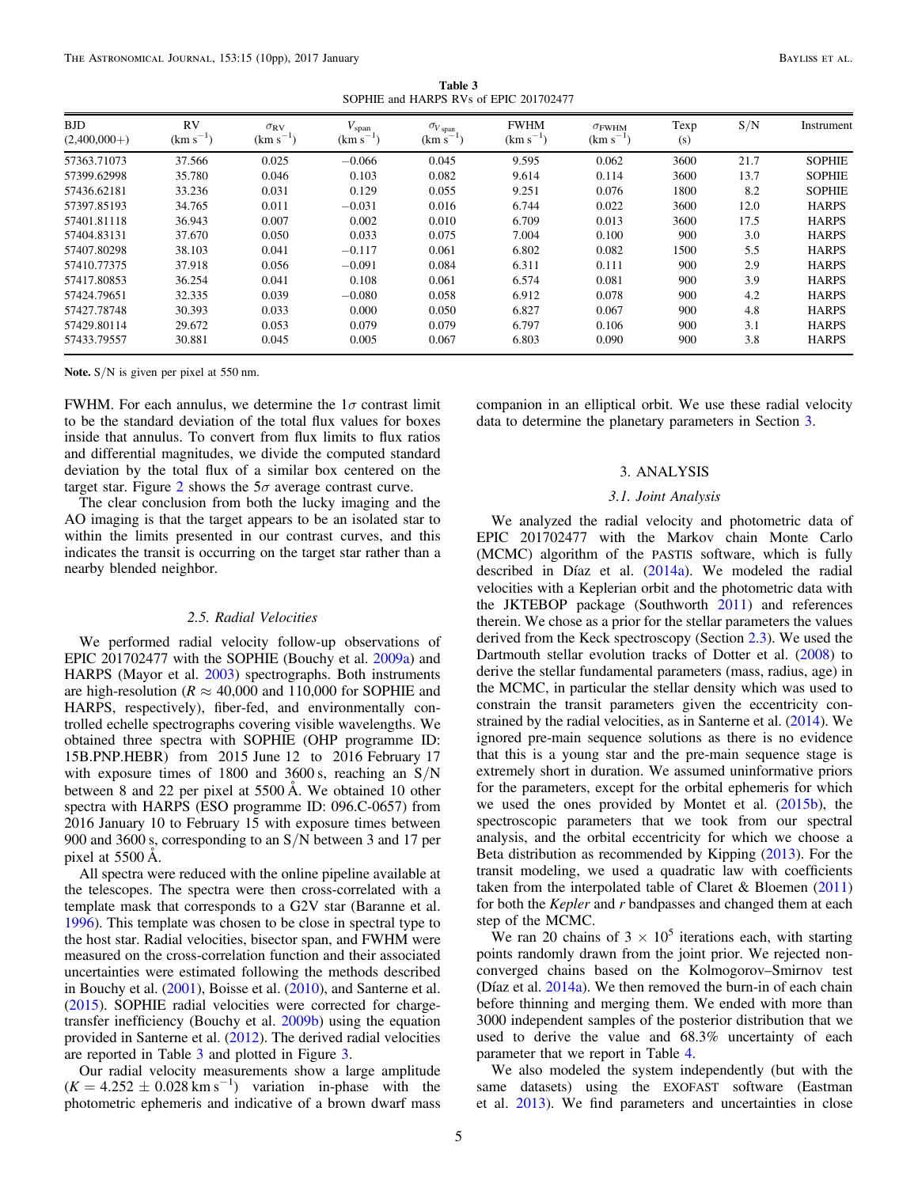**Table 3**
SOPHIE and HARPS RVs of EPIC 201702477

| BJD (2,400,000+) | RV (km s$^{-1}$) | $\sigma_{RV}$ (km s$^{-1}$) | $V_{span}$ (km s$^{-1}$) | $\sigma_{V_{span}}$ (km s$^{-1}$) | FWHM (km s$^{-1}$) | $\sigma_{FWHM}$ (km s$^{-1}$) | Texp (s) | S/N | Instrument |
|---|---|---|---|---|---|---|---|---|---|
| 57363.71073 | 37.566 | 0.025 | −0.066 | 0.045 | 9.595 | 0.062 | 3600 | 21.7 | SOPHIE |
| 57399.62998 | 35.780 | 0.046 | 0.103 | 0.082 | 9.614 | 0.114 | 3600 | 13.7 | SOPHIE |
| 57436.62181 | 33.236 | 0.031 | 0.129 | 0.055 | 9.251 | 0.076 | 1800 | 8.2 | SOPHIE |
| 57397.85193 | 34.765 | 0.011 | −0.031 | 0.016 | 6.744 | 0.022 | 3600 | 12.0 | HARPS |
| 57401.81118 | 36.943 | 0.007 | 0.002 | 0.010 | 6.709 | 0.013 | 3600 | 17.5 | HARPS |
| 57404.83131 | 37.670 | 0.050 | 0.033 | 0.075 | 7.004 | 0.100 | 900 | 3.0 | HARPS |
| 57407.80298 | 38.103 | 0.041 | −0.117 | 0.061 | 6.802 | 0.082 | 1500 | 5.5 | HARPS |
| 57410.77375 | 37.918 | 0.056 | −0.091 | 0.084 | 6.311 | 0.111 | 900 | 2.9 | HARPS |
| 57417.80853 | 36.254 | 0.041 | 0.108 | 0.061 | 6.574 | 0.081 | 900 | 3.9 | HARPS |
| 57424.79651 | 32.335 | 0.039 | −0.080 | 0.058 | 6.912 | 0.078 | 900 | 4.2 | HARPS |
| 57427.78748 | 30.393 | 0.033 | 0.000 | 0.050 | 6.827 | 0.067 | 900 | 4.8 | HARPS |
| 57429.80114 | 29.672 | 0.053 | 0.079 | 0.079 | 6.797 | 0.106 | 900 | 3.1 | HARPS |
| 57433.79557 | 30.881 | 0.045 | 0.005 | 0.067 | 6.803 | 0.090 | 900 | 3.8 | HARPS |

**Note.** S/N is given per pixel at 550 nm.

FWHM. For each annulus, we determine the 1$\sigma$ contrast limit to be the standard deviation of the total flux values for boxes inside that annulus. To convert from flux limits to flux ratios and differential magnitudes, we divide the computed standard deviation by the total flux of a similar box centered on the target star. Figure 2 shows the 5$\sigma$ average contrast curve.

The clear conclusion from both the lucky imaging and the AO imaging is that the target appears to be an isolated star to within the limits presented in our contrast curves, and this indicates the transit is occurring on the target star rather than a nearby blended neighbor.

### 2.5. Radial Velocities

We performed radial velocity follow-up observations of EPIC 201702477 with the SOPHIE (Bouchy et al. 2009a) and HARPS (Mayor et al. 2003) spectrographs. Both instruments are high-resolution ($R \approx 40{,}000$ and 110,000 for SOPHIE and HARPS, respectively), fiber-fed, and environmentally controlled echelle spectrographs covering visible wavelengths. We obtained three spectra with SOPHIE (OHP programme ID: 15B.PNP.HEBR) from 2015 June 12 to 2016 February 17 with exposure times of 1800 and 3600 s, reaching an S/N between 8 and 22 per pixel at 5500 Å. We obtained 10 other spectra with HARPS (ESO programme ID: 096.C-0657) from 2016 January 10 to February 15 with exposure times between 900 and 3600 s, corresponding to an S/N between 3 and 17 per pixel at 5500 Å.

All spectra were reduced with the online pipeline available at the telescopes. The spectra were then cross-correlated with a template mask that corresponds to a G2V star (Baranne et al. 1996). This template was chosen to be close in spectral type to the host star. Radial velocities, bisector span, and FWHM were measured on the cross-correlation function and their associated uncertainties were estimated following the methods described in Bouchy et al. (2001), Boisse et al. (2010), and Santerne et al. (2015). SOPHIE radial velocities were corrected for charge-transfer inefficiency (Bouchy et al. 2009b) using the equation provided in Santerne et al. (2012). The derived radial velocities are reported in Table 3 and plotted in Figure 3.

Our radial velocity measurements show a large amplitude ($K = 4.252 \pm 0.028$ km s$^{-1}$) variation in-phase with the photometric ephemeris and indicative of a brown dwarf mass companion in an elliptical orbit. We use these radial velocity data to determine the planetary parameters in Section 3.

## 3. ANALYSIS

### 3.1. Joint Analysis

We analyzed the radial velocity and photometric data of EPIC 201702477 with the Markov chain Monte Carlo (MCMC) algorithm of the PASTIS software, which is fully described in Díaz et al. (2014a). We modeled the radial velocities with a Keplerian orbit and the photometric data with the JKTEBOP package (Southworth 2011) and references therein. We chose as a prior for the stellar parameters the values derived from the Keck spectroscopy (Section 2.3). We used the Dartmouth stellar evolution tracks of Dotter et al. (2008) to derive the stellar fundamental parameters (mass, radius, age) in the MCMC, in particular the stellar density which was used to constrain the transit parameters given the eccentricity constrained by the radial velocities, as in Santerne et al. (2014). We ignored pre-main sequence solutions as there is no evidence that this is a young star and the pre-main sequence stage is extremely short in duration. We assumed uninformative priors for the parameters, except for the orbital ephemeris for which we used the ones provided by Montet et al. (2015b), the spectroscopic parameters that we took from our spectral analysis, and the orbital eccentricity for which we choose a Beta distribution as recommended by Kipping (2013). For the transit modeling, we used a quadratic law with coefficients taken from the interpolated table of Claret & Bloemen (2011) for both the *Kepler* and *r* bandpasses and changed them at each step of the MCMC.

We ran 20 chains of $3 \times 10^5$ iterations each, with starting points randomly drawn from the joint prior. We rejected non-converged chains based on the Kolmogorov–Smirnov test (Díaz et al. 2014a). We then removed the burn-in of each chain before thinning and merging them. We ended with more than 3000 independent samples of the posterior distribution that we used to derive the value and 68.3% uncertainty of each parameter that we report in Table 4.

We also modeled the system independently (but with the same datasets) using the EXOFAST software (Eastman et al. 2013). We find parameters and uncertainties in close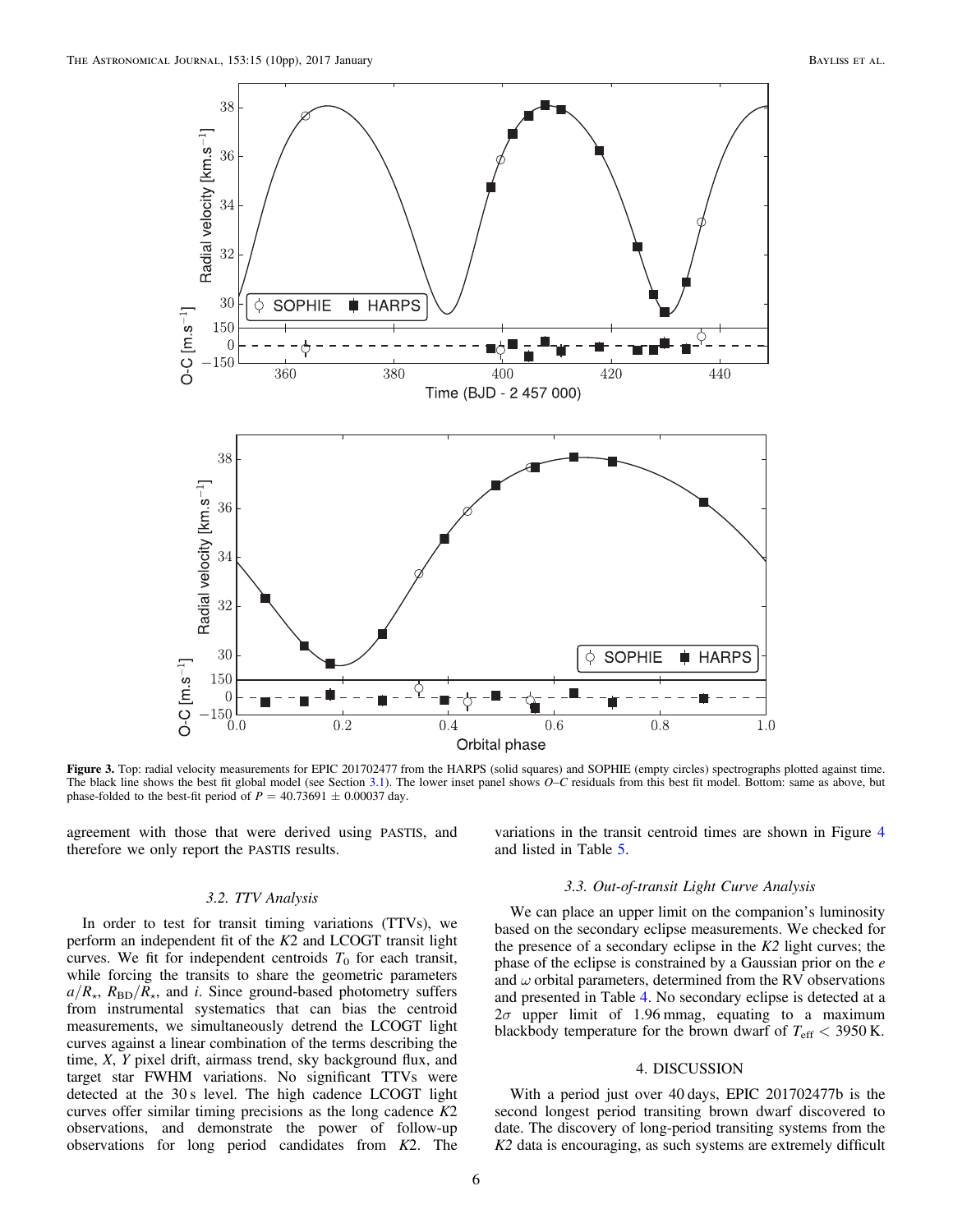**Figure 3.** Top: radial velocity measurements for EPIC 201702477 from the HARPS (solid squares) and SOPHIE (empty circles) spectrographs plotted against time. The black line shows the best fit global model (see Section 3.1). The lower inset panel shows *O–C* residuals from this best fit model. Bottom: same as above, but phase-folded to the best-fit period of $P = 40.73691 \pm 0.00037$ day.

agreement with those that were derived using PASTIS, and therefore we only report the PASTIS results.

### 3.2. TTV Analysis

In order to test for transit timing variations (TTVs), we perform an independent fit of the *K2* and LCOGT transit light curves. We fit for independent centroids $T_0$ for each transit, while forcing the transits to share the geometric parameters $a/R_\star$, $R_{BD}/R_\star$, and *i*. Since ground-based photometry suffers from instrumental systematics that can bias the centroid measurements, we simultaneously detrend the LCOGT light curves against a linear combination of the terms describing the time, *X*, *Y* pixel drift, airmass trend, sky background flux, and target star FWHM variations. No significant TTVs were detected at the 30 s level. The high cadence LCOGT light curves offer similar timing precisions as the long cadence *K2* observations, and demonstrate the power of follow-up observations for long period candidates from *K2*. The variations in the transit centroid times are shown in Figure 4 and listed in Table 5.

### 3.3. Out-of-transit Light Curve Analysis

We can place an upper limit on the companion's luminosity based on the secondary eclipse measurements. We checked for the presence of a secondary eclipse in the *K2* light curves; the phase of the eclipse is constrained by a Gaussian prior on the *e* and $\omega$ orbital parameters, determined from the RV observations and presented in Table 4. No secondary eclipse is detected at a $2\sigma$ upper limit of 1.96 mmag, equating to a maximum blackbody temperature for the brown dwarf of $T_{\rm eff} < 3950$ K.

## 4. DISCUSSION

With a period just over 40 days, EPIC 201702477b is the second longest period transiting brown dwarf discovered to date. The discovery of long-period transiting systems from the *K2* data is encouraging, as such systems are extremely difficult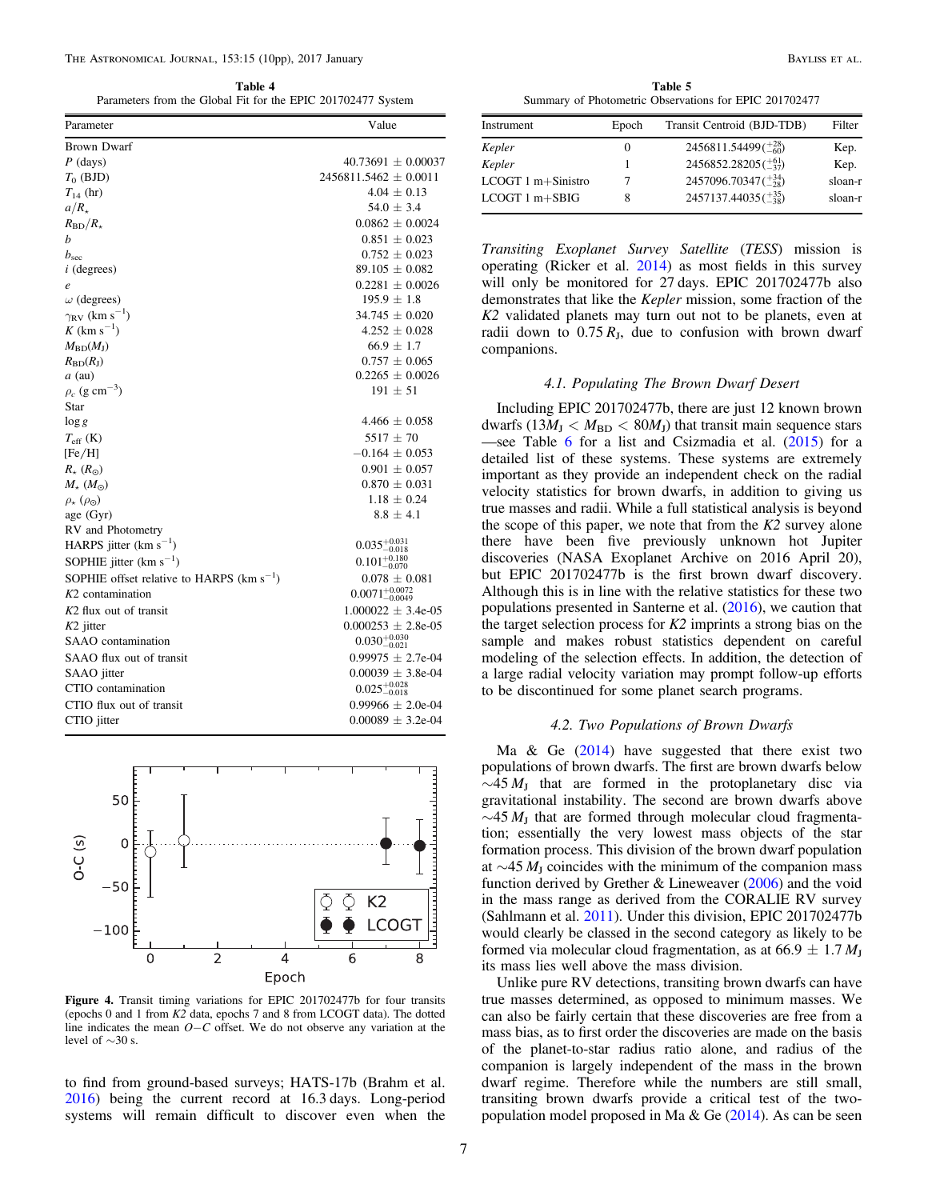**Table 4**
Parameters from the Global Fit for the EPIC 201702477 System

| Parameter | Value |
|---|---|
| Brown Dwarf | |
| $P$ (days) | 40.73691 ± 0.00037 |
| $T_0$ (BJD) | 2456811.5462 ± 0.0011 |
| $T_{14}$ (hr) | 4.04 ± 0.13 |
| $a/R_\star$ | 54.0 ± 3.4 |
| $R_{BD}/R_\star$ | 0.0862 ± 0.0024 |
| $b$ | 0.851 ± 0.023 |
| $b_{sec}$ | 0.752 ± 0.023 |
| $i$ (degrees) | 89.105 ± 0.082 |
| $e$ | 0.2281 ± 0.0026 |
| $\omega$ (degrees) | 195.9 ± 1.8 |
| $\gamma_{RV}$ (km s$^{-1}$) | 34.745 ± 0.020 |
| $K$ (km s$^{-1}$) | 4.252 ± 0.028 |
| $M_{BD}(M_J)$ | 66.9 ± 1.7 |
| $R_{BD}(R_J)$ | 0.757 ± 0.065 |
| $a$ (au) | 0.2265 ± 0.0026 |
| $\rho_c$ (g cm$^{-3}$) | 191 ± 51 |
| Star | |
| $\log g$ | 4.466 ± 0.058 |
| $T_{eff}$ (K) | 5517 ± 70 |
| [Fe/H] | −0.164 ± 0.053 |
| $R_\star$ ($R_\odot$) | 0.901 ± 0.057 |
| $M_\star$ ($M_\odot$) | 0.870 ± 0.031 |
| $\rho_\star$ ($\rho_\odot$) | 1.18 ± 0.24 |
| age (Gyr) | 8.8 ± 4.1 |
| RV and Photometry | |
| HARPS jitter (km s$^{-1}$) | $0.035^{+0.031}_{-0.018}$ |
| SOPHIE jitter (km s$^{-1}$) | $0.101^{+0.180}_{-0.070}$ |
| SOPHIE offset relative to HARPS (km s$^{-1}$) | 0.078 ± 0.081 |
| *K2* contamination | $0.0071^{+0.0072}_{-0.0049}$ |
| *K2* flux out of transit | 1.000022 ± 3.4e-05 |
| *K2* jitter | 0.000253 ± 2.8e-05 |
| SAAO contamination | $0.030^{+0.030}_{-0.021}$ |
| SAAO flux out of transit | 0.99975 ± 2.7e-04 |
| SAAO jitter | 0.00039 ± 3.8e-04 |
| CTIO contamination | $0.025^{+0.028}_{-0.018}$ |
| CTIO flux out of transit | 0.99966 ± 2.0e-04 |
| CTIO jitter | 0.00089 ± 3.2e-04 |

**Figure 4.** Transit timing variations for EPIC 201702477b for four transits (epochs 0 and 1 from *K2* data, epochs 7 and 8 from LCOGT data). The dotted line indicates the mean $O-C$ offset. We do not observe any variation at the level of ~30 s.

to find from ground-based surveys; HATS-17b (Brahm et al. 2016) being the current record at 16.3 days. Long-period systems will remain difficult to discover even when the *Transiting Exoplanet Survey Satellite* (*TESS*) mission is operating (Ricker et al. 2014) as most fields in this survey will only be monitored for 27 days. EPIC 201702477b also demonstrates that like the *Kepler* mission, some fraction of the *K2* validated planets may turn out not to be planets, even at radii down to 0.75 $R_J$, due to confusion with brown dwarf companions.

**Table 5**
Summary of Photometric Observations for EPIC 201702477

| Instrument | Epoch | Transit Centroid (BJD-TDB) | Filter |
|---|---|---|---|
| *Kepler* | 0 | 2456811.54499($^{+28}_{-60}$) | Kep. |
| *Kepler* | 1 | 2456852.28205($^{+61}_{-37}$) | Kep. |
| LCOGT 1 m+Sinistro | 7 | 2457096.70347($^{+34}_{-28}$) | sloan-r |
| LCOGT 1 m+SBIG | 8 | 2457137.44035($^{+35}_{-38}$) | sloan-r |

### 4.1. Populating The Brown Dwarf Desert

Including EPIC 201702477b, there are just 12 known brown dwarfs ($13M_J < M_{BD} < 80M_J$) that transit main sequence stars—see Table 6 for a list and Csizmadia et al. (2015) for a detailed list of these systems. These systems are extremely important as they provide an independent check on the radial velocity statistics for brown dwarfs, in addition to giving us true masses and radii. While a full statistical analysis is beyond the scope of this paper, we note that from the *K2* survey alone there have been five previously unknown hot Jupiter discoveries (NASA Exoplanet Archive on 2016 April 20), but EPIC 201702477b is the first brown dwarf discovery. Although this is in line with the relative statistics for these two populations presented in Santerne et al. (2016), we caution that the target selection process for *K2* imprints a strong bias on the sample and makes robust statistics dependent on careful modeling of the selection effects. In addition, the detection of a large radial velocity variation may prompt follow-up efforts to be discontinued for some planet search programs.

### 4.2. Two Populations of Brown Dwarfs

Ma & Ge (2014) have suggested that there exist two populations of brown dwarfs. The first are brown dwarfs below ~45 $M_J$ that are formed in the protoplanetary disc via gravitational instability. The second are brown dwarfs above ~45 $M_J$ that are formed through molecular cloud fragmentation; essentially the very lowest mass objects of the star formation process. This division of the brown dwarf population at ~45 $M_J$ coincides with the minimum of the companion mass function derived by Grether & Lineweaver (2006) and the void in the mass range as derived from the CORALIE RV survey (Sahlmann et al. 2011). Under this division, EPIC 201702477b would clearly be classed in the second category as likely to be formed via molecular cloud fragmentation, as at 66.9 ± 1.7 $M_J$ its mass lies well above the mass division.

Unlike pure RV detections, transiting brown dwarfs can have true masses determined, as opposed to minimum masses. We can also be fairly certain that these discoveries are free from a mass bias, as to first order the discoveries are made on the basis of the planet-to-star radius ratio alone, and radius of the companion is largely independent of the mass in the brown dwarf regime. Therefore while the numbers are still small, transiting brown dwarfs provide a critical test of the two-population model proposed in Ma & Ge (2014). As can be seen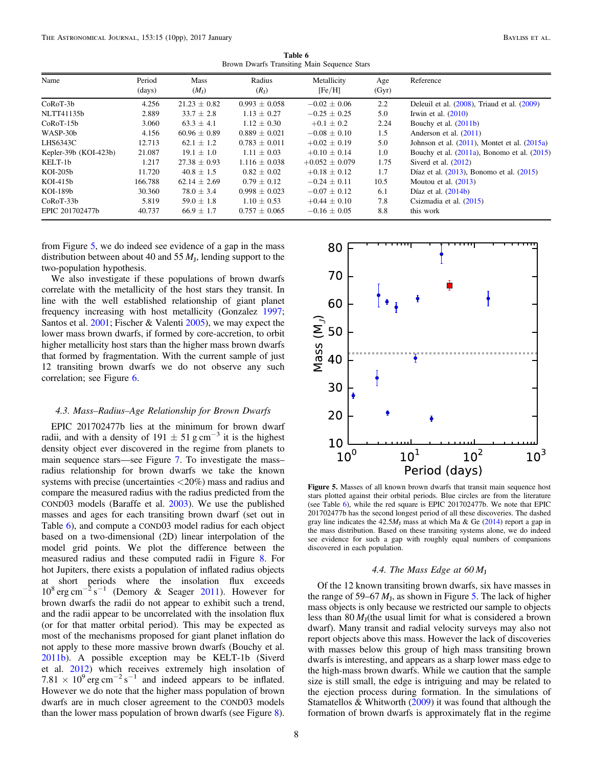**Table 6**
Brown Dwarfs Transiting Main Sequence Stars

| Name | Period (days) | Mass ($M_J$) | Radius ($R_J$) | Metallicity [Fe/H] | Age (Gyr) | Reference |
|---|---|---|---|---|---|---|
| CoRoT-3b | 4.256 | 21.23 ± 0.82 | 0.993 ± 0.058 | −0.02 ± 0.06 | 2.2 | Deleuil et al. (2008), Triaud et al. (2009) |
| NLTT41135b | 2.889 | 33.7 ± 2.8 | 1.13 ± 0.27 | −0.25 ± 0.25 | 5.0 | Irwin et al. (2010) |
| CoRoT-15b | 3.060 | 63.3 ± 4.1 | 1.12 ± 0.30 | +0.1 ± 0.2 | 2.24 | Bouchy et al. (2011b) |
| WASP-30b | 4.156 | 60.96 ± 0.89 | 0.889 ± 0.021 | −0.08 ± 0.10 | 1.5 | Anderson et al. (2011) |
| LHS6343C | 12.713 | 62.1 ± 1.2 | 0.783 ± 0.011 | +0.02 ± 0.19 | 5.0 | Johnson et al. (2011), Montet et al. (2015a) |
| Kepler-39b (KOI-423b) | 21.087 | 19.1 ± 1.0 | 1.11 ± 0.03 | +0.10 ± 0.14 | 1.0 | Bouchy et al. (2011a), Bonomo et al. (2015) |
| KELT-1b | 1.217 | 27.38 ± 0.93 | 1.116 ± 0.038 | +0.052 ± 0.079 | 1.75 | Siverd et al. (2012) |
| KOI-205b | 11.720 | 40.8 ± 1.5 | 0.82 ± 0.02 | +0.18 ± 0.12 | 1.7 | Díaz et al. (2013), Bonomo et al. (2015) |
| KOI-415b | 166.788 | 62.14 ± 2.69 | 0.79 ± 0.12 | −0.24 ± 0.11 | 10.5 | Moutou et al. (2013) |
| KOI-189b | 30.360 | 78.0 ± 3.4 | 0.998 ± 0.023 | −0.07 ± 0.12 | 6.1 | Díaz et al. (2014b) |
| CoRoT-33b | 5.819 | 59.0 ± 1.8 | 1.10 ± 0.53 | +0.44 ± 0.10 | 7.8 | Csizmadia et al. (2015) |
| EPIC 201702477b | 40.737 | 66.9 ± 1.7 | 0.757 ± 0.065 | −0.16 ± 0.05 | 8.8 | this work |

from Figure 5, we do indeed see evidence of a gap in the mass distribution between about 40 and 55 $M_J$, lending support to the two-population hypothesis.

We also investigate if these populations of brown dwarfs correlate with the metallicity of the host stars they transit. In line with the well established relationship of giant planet frequency increasing with host metallicity (Gonzalez 1997; Santos et al. 2001; Fischer & Valenti 2005), we may expect the lower mass brown dwarfs, if formed by core-accretion, to orbit higher metallicity host stars than the higher mass brown dwarfs that formed by fragmentation. With the current sample of just 12 transiting brown dwarfs we do not observe any such correlation; see Figure 6.

### 4.3. Mass–Radius–Age Relationship for Brown Dwarfs

EPIC 201702477b lies at the minimum for brown dwarf radii, and with a density of 191 ± 51 g $\mathrm{cm^{-3}}$ it is the highest density object ever discovered in the regime from planets to main sequence stars—see Figure 7. To investigate the mass–radius relationship for brown dwarfs we take the known systems with precise (uncertainties <20%) mass and radius and compare the measured radius with the radius predicted from the COND03 models (Baraffe et al. 2003). We use the published masses and ages for each transiting brown dwarf (set out in Table 6), and compute a COND03 model radius for each object based on a two-dimensional (2D) linear interpolation of the model grid points. We plot the difference between the measured radius and these computed radii in Figure 8. For hot Jupiters, there exists a population of inflated radius objects at short periods where the insolation flux exceeds $10^8$ erg $\mathrm{cm^{-2}\,s^{-1}}$ (Demory & Seager 2011). However for brown dwarfs the radii do not appear to exhibit such a trend, and the radii appear to be uncorrelated with the insolation flux (or for that matter orbital period). This may be expected as most of the mechanisms proposed for giant planet inflation do not apply to these more massive brown dwarfs (Bouchy et al. 2011b). A possible exception may be KELT-1b (Siverd et al. 2012) which receives extremely high insolation of $7.81 \times 10^9$ erg $\mathrm{cm^{-2}\,s^{-1}}$ and indeed appears to be inflated. However we do note that the higher mass population of brown dwarfs are in much closer agreement to the COND03 models than the lower mass population of brown dwarfs (see Figure 8).

**Figure 5.** Masses of all known brown dwarfs that transit main sequence host stars plotted against their orbital periods. Blue circles are from the literature (see Table 6), while the red square is EPIC 201702477b. We note that EPIC 201702477b has the second longest period of all these discoveries. The dashed gray line indicates the 42.5$M_J$ mass at which Ma & Ge (2014) report a gap in the mass distribution. Based on these transiting systems alone, we do indeed see evidence for such a gap with roughly equal numbers of companions discovered in each population.

### 4.4. The Mass Edge at 60 $M_J$

Of the 12 known transiting brown dwarfs, six have masses in the range of 59–67 $M_J$, as shown in Figure 5. The lack of higher mass objects is only because we restricted our sample to objects less than 80 $M_J$(the usual limit for what is considered a brown dwarf). Many transit and radial velocity surveys may also not report objects above this mass. However the lack of discoveries with masses below this group of high mass transiting brown dwarfs is interesting, and appears as a sharp lower mass edge to the high-mass brown dwarfs. While we caution that the sample size is still small, the edge is intriguing and may be related to the ejection process during formation. In the simulations of Stamatellos & Whitworth (2009) it was found that although the formation of brown dwarfs is approximately flat in the regime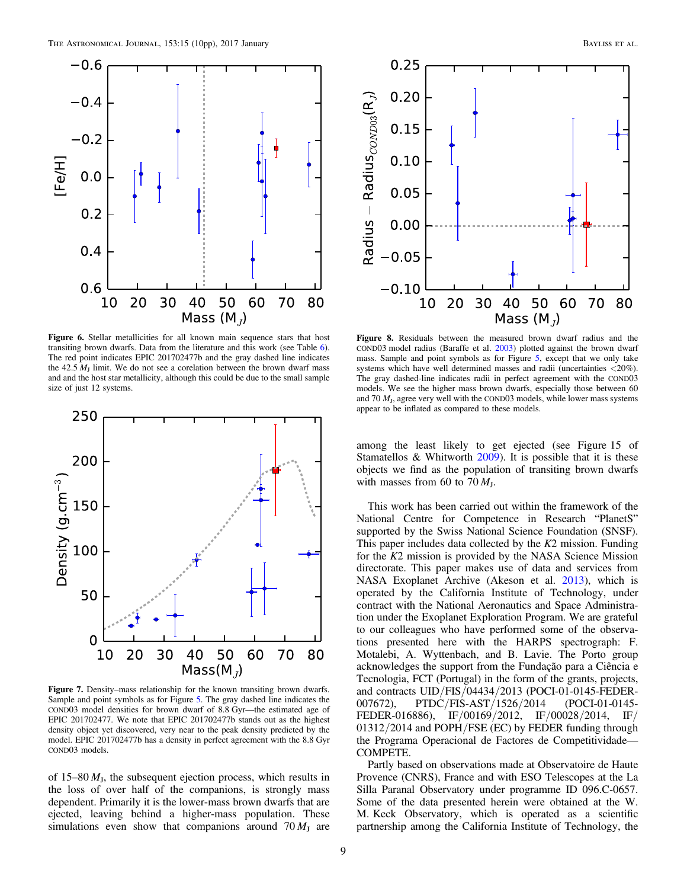**Figure 6.** Stellar metallicities for all known main sequence stars that host transiting brown dwarfs. Data from the literature and this work (see Table 6). The red point indicates EPIC 201702477b and the gray dashed line indicates the 42.5 $M_J$ limit. We do not see a corelation between the brown dwarf mass and and the host star metallicity, although this could be due to the small sample size of just 12 systems.

**Figure 7.** Density–mass relationship for the known transiting brown dwarfs. Sample and point symbols as for Figure 5. The gray dashed line indicates the COND03 model densities for brown dwarf of 8.8 Gyr—the estimated age of EPIC 201702477. We note that EPIC 201702477b stands out as the highest density object yet discovered, very near to the peak density predicted by the model. EPIC 201702477b has a density in perfect agreement with the 8.8 Gyr COND03 models.

**Figure 8.** Residuals between the measured brown dwarf radius and the COND03 model radius (Baraffe et al. 2003) plotted against the brown dwarf mass. Sample and point symbols as for Figure 5, except that we only take systems which have well determined masses and radii (uncertainties <20%). The gray dashed-line indicates radii in perfect agreement with the COND03 models. We see the higher mass brown dwarfs, especially those between 60 and 70 $M_J$, agree very well with the COND03 models, while lower mass systems appear to be inflated as compared to these models.

of 15–80 $M_J$, the subsequent ejection process, which results in the loss of over half of the companions, is strongly mass dependent. Primarily it is the lower-mass brown dwarfs that are ejected, leaving behind a higher-mass population. These simulations even show that companions around 70 $M_J$ are among the least likely to get ejected (see Figure 15 of Stamatellos & Whitworth 2009). It is possible that it is these objects we find as the population of transiting brown dwarfs with masses from 60 to 70 $M_J$.

This work has been carried out within the framework of the National Centre for Competence in Research "PlanetS" supported by the Swiss National Science Foundation (SNSF). This paper includes data collected by the *K*2 mission. Funding for the *K*2 mission is provided by the NASA Science Mission directorate. This paper makes use of data and services from NASA Exoplanet Archive (Akeson et al. 2013), which is operated by the California Institute of Technology, under contract with the National Aeronautics and Space Administration under the Exoplanet Exploration Program. We are grateful to our colleagues who have performed some of the observations presented here with the HARPS spectrograph: F. Motalebi, A. Wyttenbach, and B. Lavie. The Porto group acknowledges the support from the Fundação para a Ciência e Tecnologia, FCT (Portugal) in the form of the grants, projects, and contracts UID/FIS/04434/2013 (POCI-01-0145-FEDER-007672), PTDC/FIS-AST/1526/2014 (POCI-01-0145-FEDER-016886), IF/00169/2012, IF/00028/2014, IF/01312/2014 and POPH/FSE (EC) by FEDER funding through the Programa Operacional de Factores de Competitividade—COMPETE.

Partly based on observations made at Observatoire de Haute Provence (CNRS), France and with ESO Telescopes at the La Silla Paranal Observatory under programme ID 096.C-0657. Some of the data presented herein were obtained at the W. M. Keck Observatory, which is operated as a scientific partnership among the California Institute of Technology, the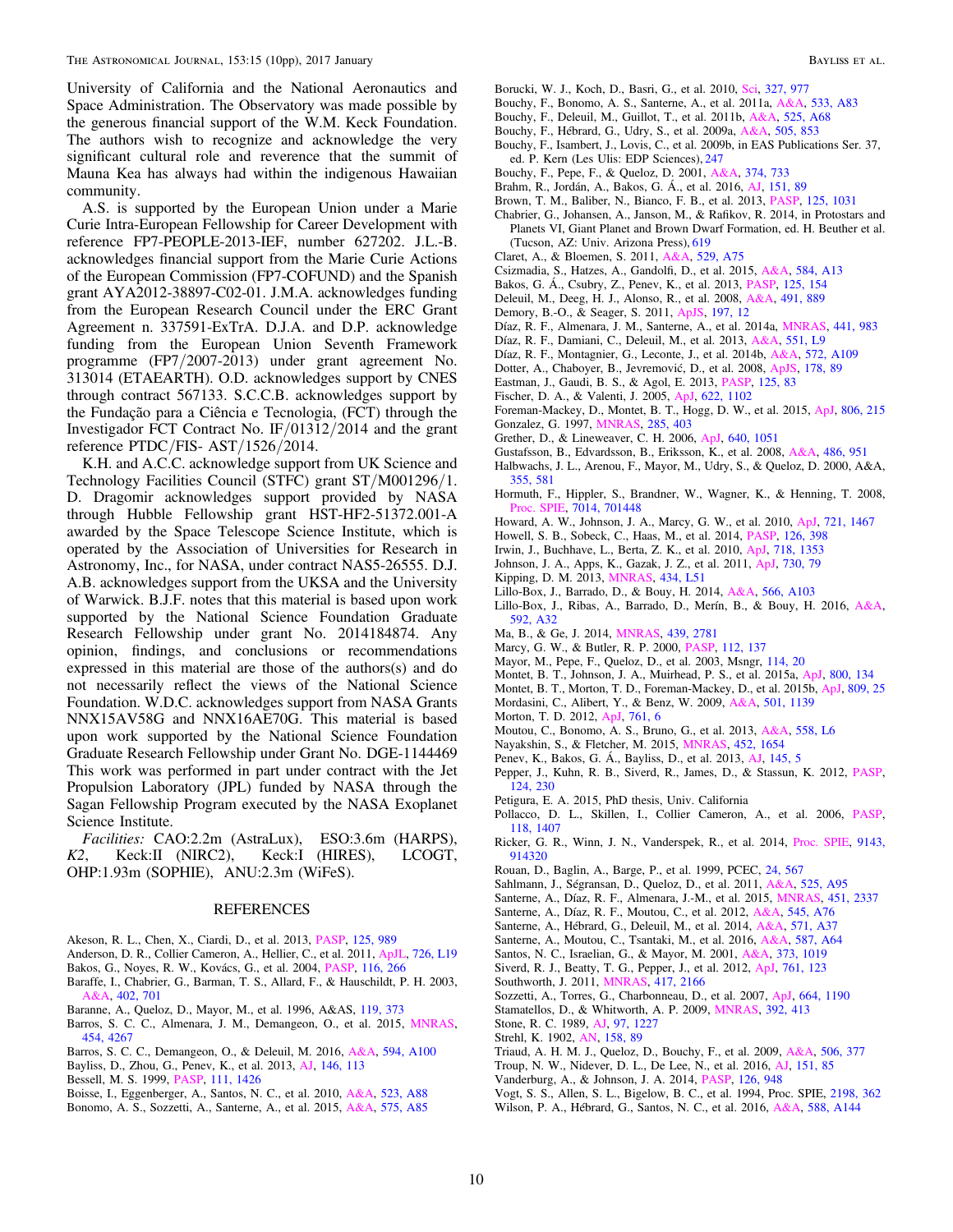University of California and the National Aeronautics and Space Administration. The Observatory was made possible by the generous financial support of the W.M. Keck Foundation. The authors wish to recognize and acknowledge the very significant cultural role and reverence that the summit of Mauna Kea has always had within the indigenous Hawaiian community.

A.S. is supported by the European Union under a Marie Curie Intra-European Fellowship for Career Development with reference FP7-PEOPLE-2013-IEF, number 627202. J.L.-B. acknowledges financial support from the Marie Curie Actions of the European Commission (FP7-COFUND) and the Spanish grant AYA2012-38897-C02-01. J.M.A. acknowledges funding from the European Research Council under the ERC Grant Agreement n. 337591-ExTrA. D.J.A. and D.P. acknowledge funding from the European Union Seventh Framework programme (FP7/2007-2013) under grant agreement No. 313014 (ETAEARTH). O.D. acknowledges support by CNES through contract 567133. S.C.C.B. acknowledges support by the Fundação para a Ciência e Tecnologia, (FCT) through the Investigador FCT Contract No. IF/01312/2014 and the grant reference PTDC/FIS- AST/1526/2014.

K.H. and A.C.C. acknowledge support from UK Science and Technology Facilities Council (STFC) grant ST/M001296/1. D. Dragomir acknowledges support provided by NASA through Hubble Fellowship grant HST-HF2-51372.001-A awarded by the Space Telescope Science Institute, which is operated by the Association of Universities for Research in Astronomy, Inc., for NASA, under contract NAS5-26555. D.J. A.B. acknowledges support from the UKSA and the University of Warwick. B.J.F. notes that this material is based upon work supported by the National Science Foundation Graduate Research Fellowship under grant No. 2014184874. Any opinion, findings, and conclusions or recommendations expressed in this material are those of the authors(s) and do not necessarily reflect the views of the National Science Foundation. W.D.C. acknowledges support from NASA Grants NNX15AV58G and NNX16AE70G. This material is based upon work supported by the National Science Foundation Graduate Research Fellowship under Grant No. DGE-1144469 This work was performed in part under contract with the Jet Propulsion Laboratory (JPL) funded by NASA through the Sagan Fellowship Program executed by the NASA Exoplanet Science Institute.

*Facilities:* CAO:2.2m (AstraLux), ESO:3.6m (HARPS), *K2*, Keck:II (NIRC2), Keck:I (HIRES), LCOGT, OHP:1.93m (SOPHIE), ANU:2.3m (WiFeS).

## REFERENCES

Akeson, R. L., Chen, X., Ciardi, D., et al. 2013, PASP, 125, 989
Anderson, D. R., Collier Cameron, A., Hellier, C., et al. 2011, ApJL, 726, L19
Bakos, G., Noyes, R. W., Kovács, G., et al. 2004, PASP, 116, 266
Baraffe, I., Chabrier, G., Barman, T. S., Allard, F., & Hauschildt, P. H. 2003, A&A, 402, 701
Baranne, A., Queloz, D., Mayor, M., et al. 1996, A&AS, 119, 373
Barros, S. C. C., Almenara, J. M., Demangeon, O., et al. 2015, MNRAS, 454, 4267
Barros, S. C. C., Demangeon, O., & Deleuil, M. 2016, A&A, 594, A100
Bayliss, D., Zhou, G., Penev, K., et al. 2013, AJ, 146, 113
Bessell, M. S. 1999, PASP, 111, 1426
Boisse, I., Eggenberger, A., Santos, N. C., et al. 2010, A&A, 523, A88
Bonomo, A. S., Sozzetti, A., Santerne, A., et al. 2015, A&A, 575, A85
Borucki, W. J., Koch, D., Basri, G., et al. 2010, Sci, 327, 977
Bouchy, F., Bonomo, A. S., Santerne, A., et al. 2011a, A&A, 533, A83
Bouchy, F., Deleuil, M., Guillot, T., et al. 2011b, A&A, 525, A68
Bouchy, F., Hébrard, G., Udry, S., et al. 2009a, A&A, 505, 853
Bouchy, F., Isambert, J., Lovis, C., et al. 2009b, in EAS Publications Ser. 37, ed. P. Kern (Les Ulis: EDP Sciences), 247
Bouchy, F., Pepe, F., & Queloz, D. 2001, A&A, 374, 733
Brahm, R., Jordán, A., Bakos, G. Á., et al. 2016, AJ, 151, 89
Brown, T. M., Baliber, N., Bianco, F. B., et al. 2013, PASP, 125, 1031
Chabrier, G., Johansen, A., Janson, M., & Rafikov, R. 2014, in Protostars and Planets VI, Giant Planet and Brown Dwarf Formation, ed. H. Beuther et al. (Tucson, AZ: Univ. Arizona Press), 619
Claret, A., & Bloemen, S. 2011, A&A, 529, A75
Csizmadia, S., Hatzes, A., Gandolfi, D., et al. 2015, A&A, 584, A13
Bakos, G. Á., Csubry, Z., Penev, K., et al. 2013, PASP, 125, 154
Deleuil, M., Deeg, H. J., Alonso, R., et al. 2008, A&A, 491, 889
Demory, B.-O., & Seager, S. 2011, ApJS, 197, 12
Díaz, R. F., Almenara, J. M., Santerne, A., et al. 2014a, MNRAS, 441, 983
Díaz, R. F., Damiani, C., Deleuil, M., et al. 2013, A&A, 551, L9
Díaz, R. F., Montagnier, G., Leconte, J., et al. 2014b, A&A, 572, A109
Dotter, A., Chaboyer, B., Jevremović, D., et al. 2008, ApJS, 178, 89
Eastman, J., Gaudi, B. S., & Agol, E. 2013, PASP, 125, 83
Fischer, D. A., & Valenti, J. 2005, ApJ, 622, 1102
Foreman-Mackey, D., Montet, B. T., Hogg, D. W., et al. 2015, ApJ, 806, 215
Gonzalez, G. 1997, MNRAS, 285, 403
Grether, D., & Lineweaver, C. H. 2006, ApJ, 640, 1051
Gustafsson, B., Edvardsson, B., Eriksson, K., et al. 2008, A&A, 486, 951
Halbwachs, J. L., Arenou, F., Mayor, M., Udry, S., & Queloz, D. 2000, A&A, 355, 581
Hormuth, F., Hippler, S., Brandner, W., Wagner, K., & Henning, T. 2008, Proc. SPIE, 7014, 701448
Howard, A. W., Johnson, J. A., Marcy, G. W., et al. 2010, ApJ, 721, 1467
Howell, S. B., Sobeck, C., Haas, M., et al. 2014, PASP, 126, 398
Irwin, J., Buchhave, L., Berta, Z. K., et al. 2010, ApJ, 718, 1353
Johnson, J. A., Apps, K., Gazak, J. Z., et al. 2011, ApJ, 730, 79
Kipping, D. M. 2013, MNRAS, 434, L51
Lillo-Box, J., Barrado, D., & Bouy, H. 2014, A&A, 566, A103
Lillo-Box, J., Ribas, A., Barrado, D., Merín, B., & Bouy, H. 2016, A&A, 592, A32
Ma, B., & Ge, J. 2014, MNRAS, 439, 2781
Marcy, G. W., & Butler, R. P. 2000, PASP, 112, 137
Mayor, M., Pepe, F., Queloz, D., et al. 2003, Msngr, 114, 20
Montet, B. T., Johnson, J. A., Muirhead, P. S., et al. 2015a, ApJ, 800, 134
Montet, B. T., Morton, T. D., Foreman-Mackey, D., et al. 2015b, ApJ, 809, 25
Mordasini, C., Alibert, Y., & Benz, W. 2009, A&A, 501, 1139
Morton, T. D. 2012, ApJ, 761, 6
Moutou, C., Bonomo, A. S., Bruno, G., et al. 2013, A&A, 558, L6
Nayakshin, S., & Fletcher, M. 2015, MNRAS, 452, 1654
Penev, K., Bakos, G. Á., Bayliss, D., et al. 2013, AJ, 145, 5
Pepper, J., Kuhn, R. B., Siverd, R., James, D., & Stassun, K. 2012, PASP, 124, 230
Petigura, E. A. 2015, PhD thesis, Univ. California
Pollacco, D. L., Skillen, I., Collier Cameron, A., et al. 2006, PASP, 118, 1407
Ricker, G. R., Winn, J. N., Vanderspek, R., et al. 2014, Proc. SPIE, 9143, 914320
Rouan, D., Baglin, A., Barge, P., et al. 1999, PCEC, 24, 567
Sahlmann, J., Ségransan, D., Queloz, D., et al. 2011, A&A, 525, A95
Santerne, A., Díaz, R. F., Almenara, J.-M., et al. 2015, MNRAS, 451, 2337
Santerne, A., Díaz, R. F., Moutou, C., et al. 2012, A&A, 545, A76
Santerne, A., Hébrard, G., Deleuil, M., et al. 2014, A&A, 571, A37
Santerne, A., Moutou, C., Tsantaki, M., et al. 2016, A&A, 587, A64
Santos, N. C., Israelian, G., & Mayor, M. 2001, A&A, 373, 1019
Siverd, R. J., Beatty, T. G., Pepper, J., et al. 2012, ApJ, 761, 123
Southworth, J. 2011, MNRAS, 417, 2166
Sozzetti, A., Torres, G., Charbonneau, D., et al. 2007, ApJ, 664, 1190
Stamatellos, D., & Whitworth, A. P. 2009, MNRAS, 392, 413
Stone, R. C. 1989, AJ, 97, 1227
Strehl, K. 1902, AN, 158, 89
Triaud, A. H. M. J., Queloz, D., Bouchy, F., et al. 2009, A&A, 506, 377
Troup, N. W., Nidever, D. L., De Lee, N., et al. 2016, AJ, 151, 85
Vanderburg, A., & Johnson, J. A. 2014, PASP, 126, 948
Vogt, S. S., Allen, S. L., Bigelow, B. C., et al. 1994, Proc. SPIE, 2198, 362
Wilson, P. A., Hébrard, G., Santos, N. C., et al. 2016, A&A, 588, A144